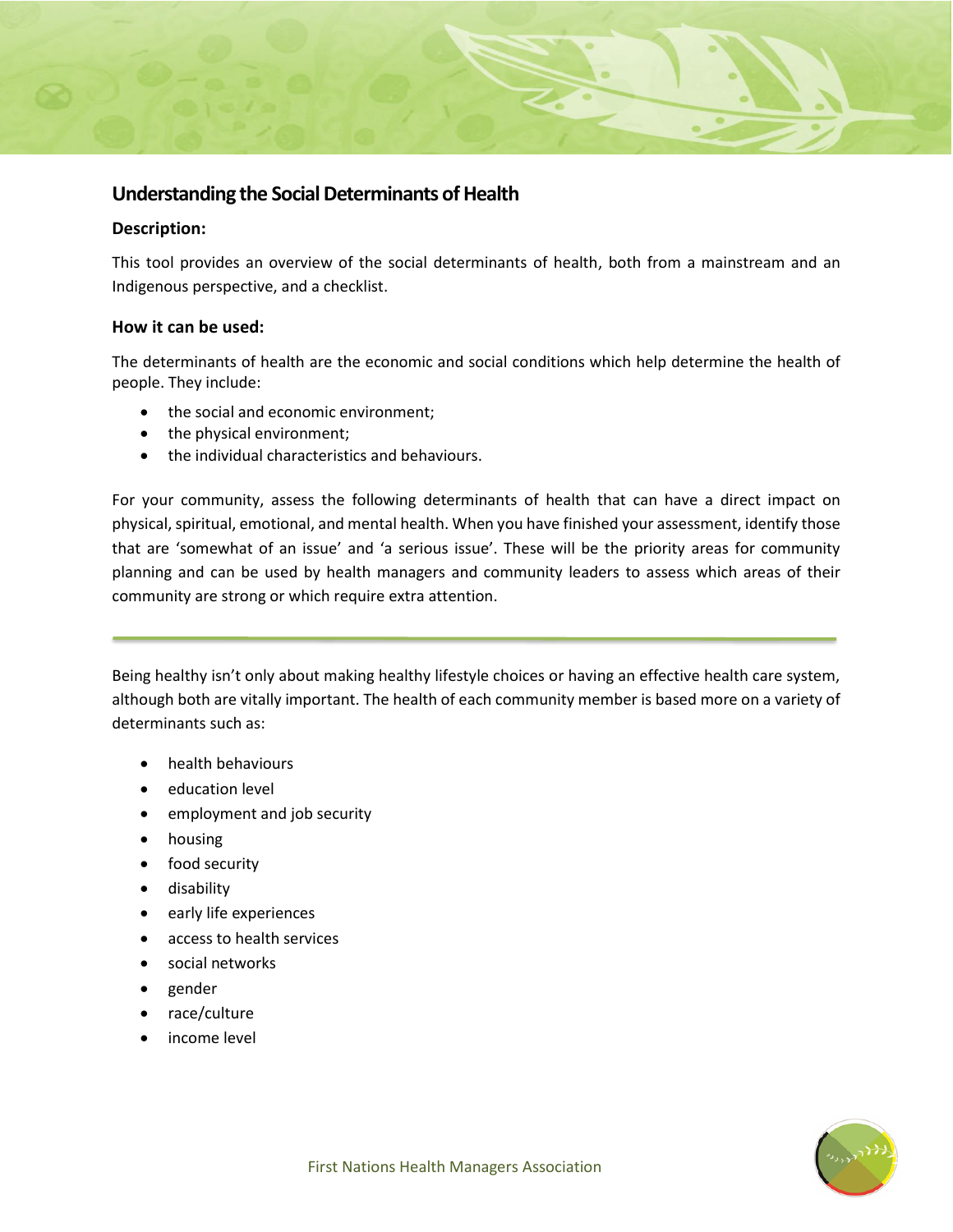# Understanding the Social Determinants of Health

### Description:

This tool provides an overview of the social determinants of health, both from a mainstream and an Indigenous perspective, and a checklist.

### How it can be used:

The determinants of health are the economic and social conditions which help determine the health of people. They include:

- the social and economic environment;
- the physical environment;
- the individual characteristics and behaviours.

For your community, assess the following determinants of health that can have a direct impact on physical, spiritual, emotional, and mental health. When you have finished your assessment, identify those that are 'somewhat of an issue' and 'a serious issue'. These will be the priority areas for community planning and can be used by health managers and community leaders to assess which areas of their community are strong or which require extra attention.

---

Being healthy isn't only about making healthy lifestyle choices or having an effective health care system, although both are vitally important. The health of each community member is based more on a variety of determinants such as:

- health behaviours
- education level
- employment and job security
- housing
- food security
- disability
- early life experiences
- access to health services
- social networks
- gender
- race/culture
- income level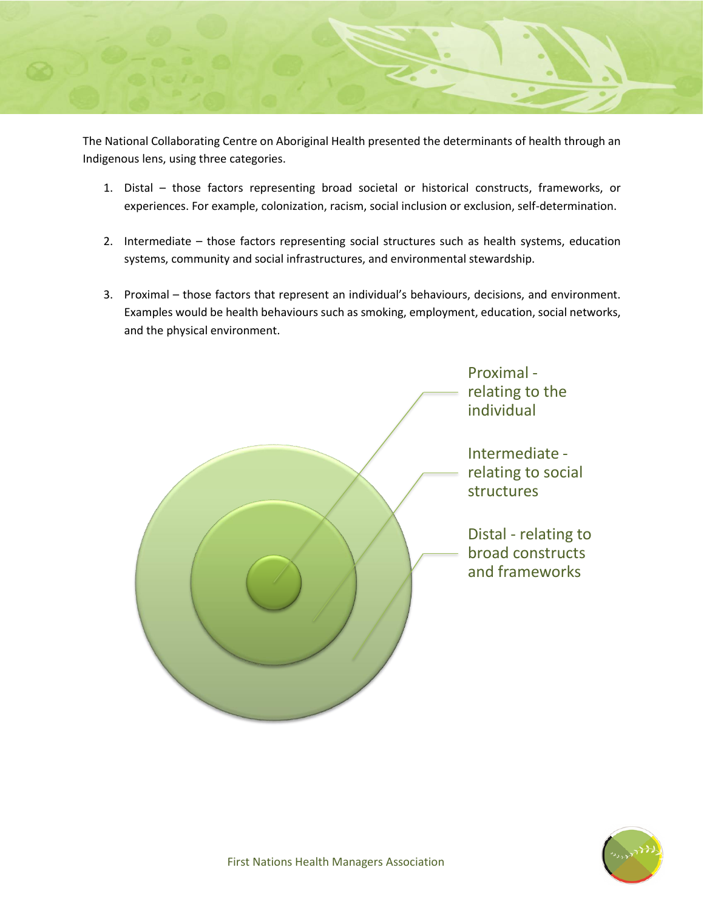The National Collaborating Centre on Aboriginal Health presented the determinants of health through an Indigenous lens, using three categories.

1. Distal – those factors representing broad societal or historical constructs, frameworks, or experiences. For example, colonization, racism, social inclusion or exclusion, self-determination.

2. Intermediate – those factors representing social structures such as health systems, education systems, community and social infrastructures, and environmental stewardship.

3. Proximal – those factors that represent an individual's behaviours, decisions, and environment. Examples would be health behaviours such as smoking, employment, education, social networks, and the physical environment.

Proximal - relating to the individual

Intermediate - relating to social structures

Distal - relating to broad constructs and frameworks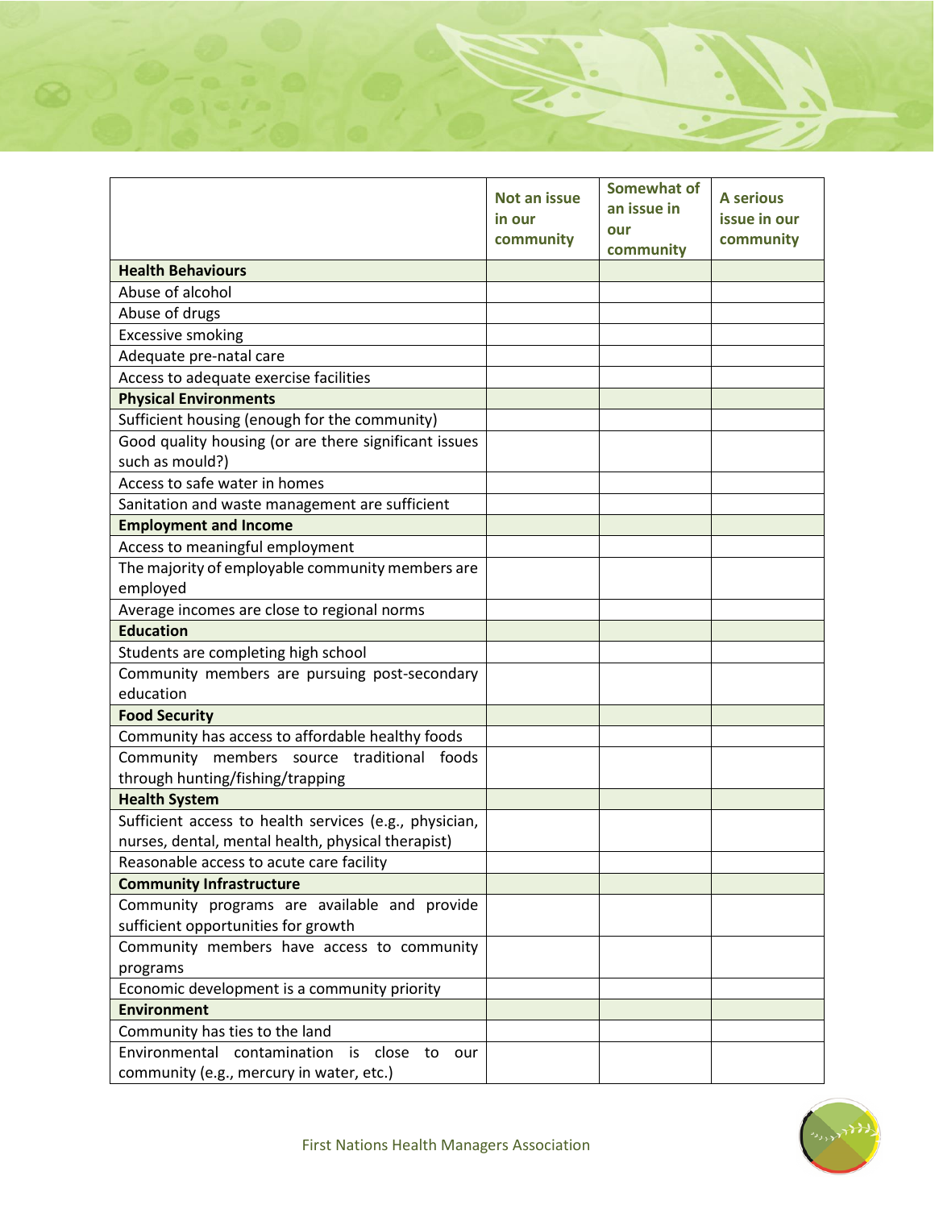| | Not an issue in our community | Somewhat of an issue in our community | A serious issue in our community |
|---|---|---|---|
| **Health Behaviours** | | | |
| Abuse of alcohol | | | |
| Abuse of drugs | | | |
| Excessive smoking | | | |
| Adequate pre-natal care | | | |
| Access to adequate exercise facilities | | | |
| **Physical Environments** | | | |
| Sufficient housing (enough for the community) | | | |
| Good quality housing (or are there significant issues such as mould?) | | | |
| Access to safe water in homes | | | |
| Sanitation and waste management are sufficient | | | |
| **Employment and Income** | | | |
| Access to meaningful employment | | | |
| The majority of employable community members are employed | | | |
| Average incomes are close to regional norms | | | |
| **Education** | | | |
| Students are completing high school | | | |
| Community members are pursuing post-secondary education | | | |
| **Food Security** | | | |
| Community has access to affordable healthy foods | | | |
| Community members source traditional foods through hunting/fishing/trapping | | | |
| **Health System** | | | |
| Sufficient access to health services (e.g., physician, nurses, dental, mental health, physical therapist) | | | |
| Reasonable access to acute care facility | | | |
| **Community Infrastructure** | | | |
| Community programs are available and provide sufficient opportunities for growth | | | |
| Community members have access to community programs | | | |
| Economic development is a community priority | | | |
| **Environment** | | | |
| Community has ties to the land | | | |
| Environmental contamination is close to our community (e.g., mercury in water, etc.) | | | |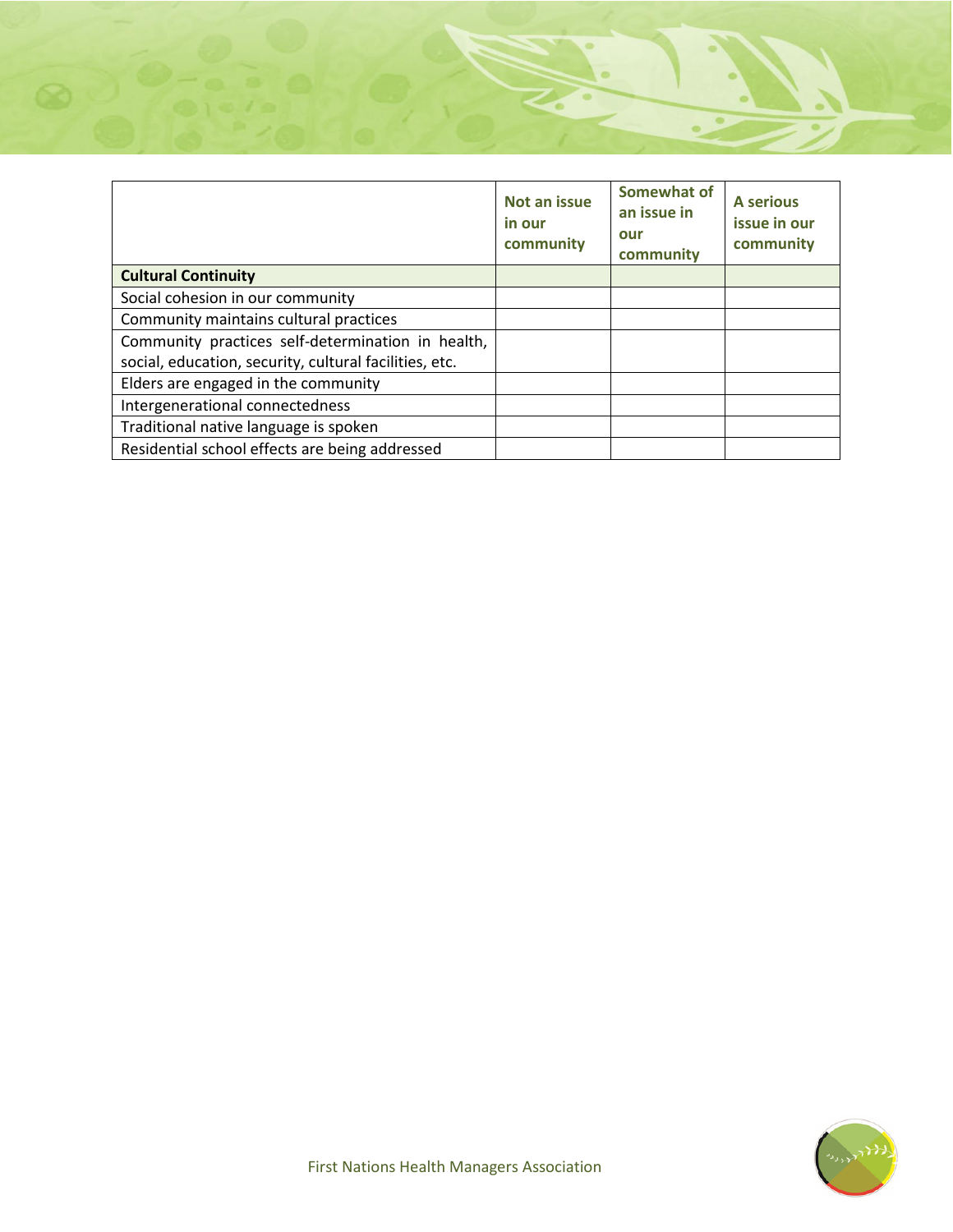| | Not an issue in our community | Somewhat of an issue in our community | A serious issue in our community |
|---|---|---|---|
| **Cultural Continuity** | | | |
| Social cohesion in our community | | | |
| Community maintains cultural practices | | | |
| Community practices self-determination in health, social, education, security, cultural facilities, etc. | | | |
| Elders are engaged in the community | | | |
| Intergenerational connectedness | | | |
| Traditional native language is spoken | | | |
| Residential school effects are being addressed | | | |